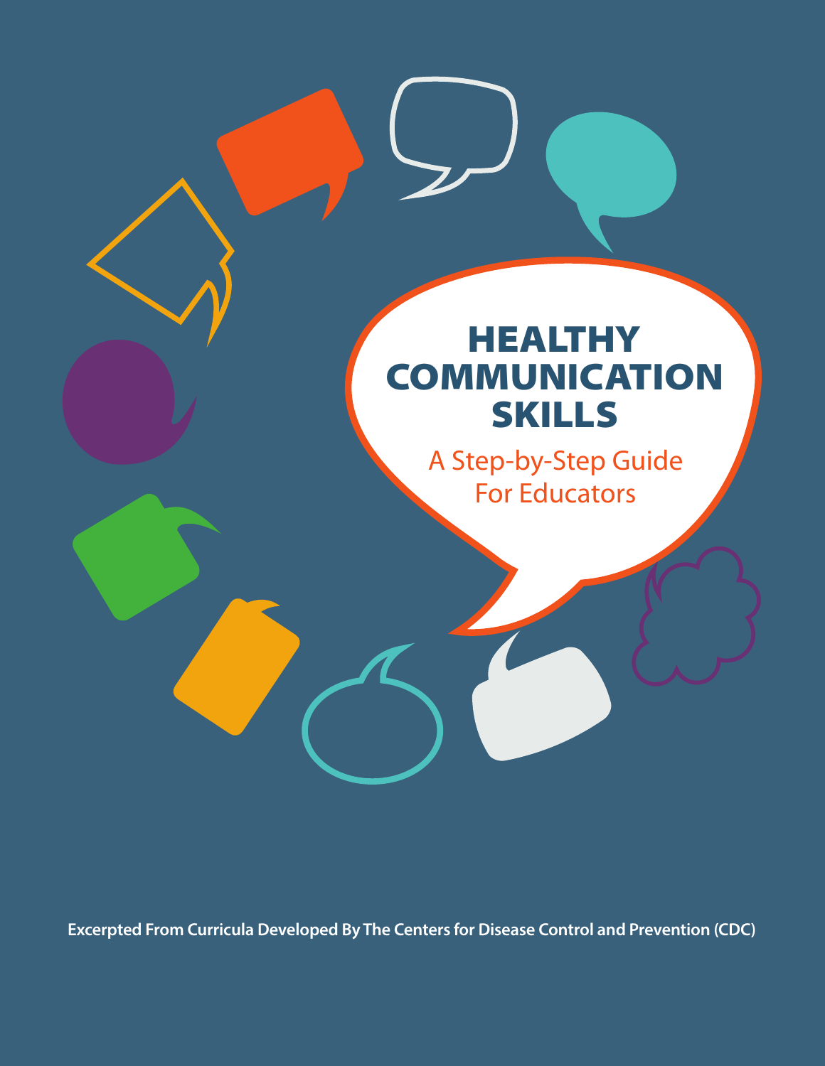# HEALTHY COMMUNICATION SKILLS

## A Step-by-Step Guide For Educators

**Excerpted From Curricula Developed By The Centers for Disease Control and Prevention (CDC)**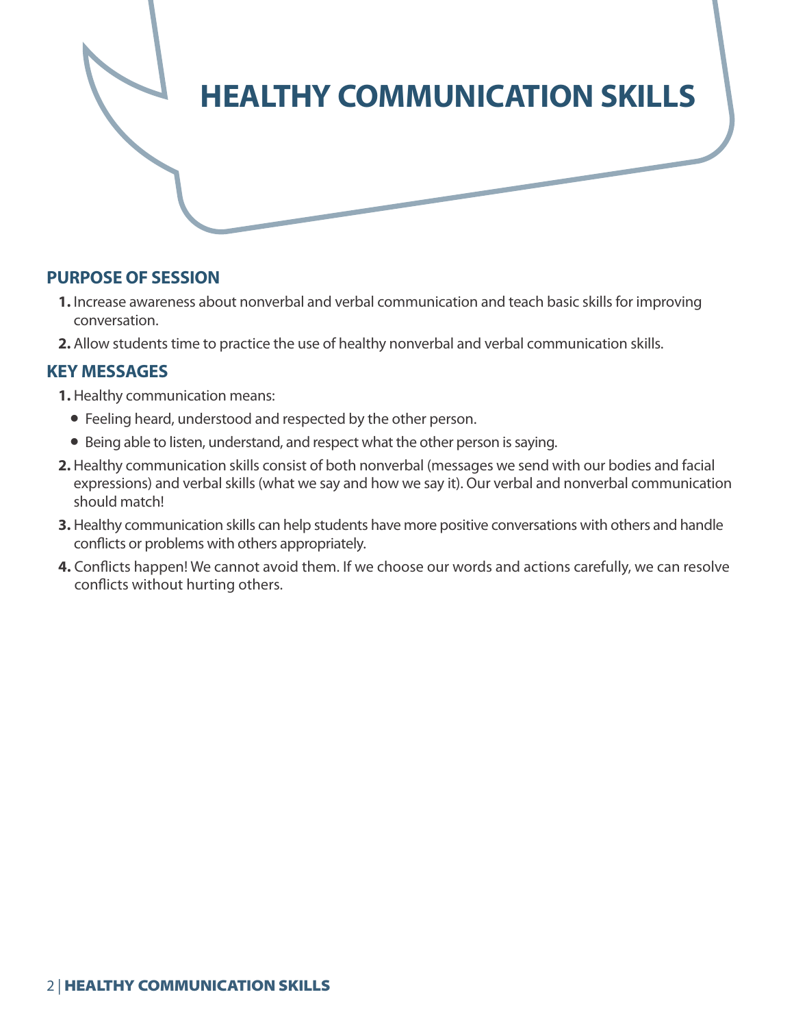# HEALTHY COMMUNICATION SKILLS

## PURPOSE OF SESSION

1. Increase awareness about nonverbal and verbal communication and teach basic skills for improving conversation.
2. Allow students time to practice the use of healthy nonverbal and verbal communication skills.

## KEY MESSAGES

1. Healthy communication means:
   - Feeling heard, understood and respected by the other person.
   - Being able to listen, understand, and respect what the other person is saying.
2. Healthy communication skills consist of both nonverbal (messages we send with our bodies and facial expressions) and verbal skills (what we say and how we say it). Our verbal and nonverbal communication should match!
3. Healthy communication skills can help students have more positive conversations with others and handle conflicts or problems with others appropriately.
4. Conflicts happen! We cannot avoid them. If we choose our words and actions carefully, we can resolve conflicts without hurting others.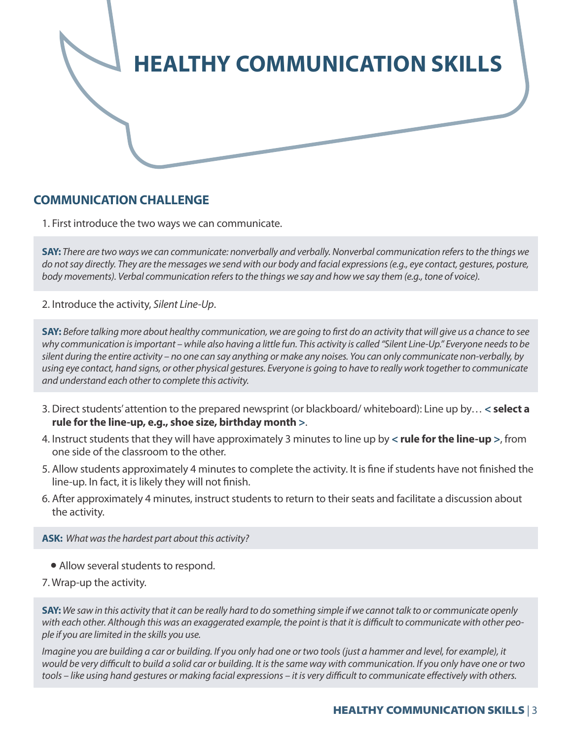# HEALTHY COMMUNICATION SKILLS

## COMMUNICATION CHALLENGE

1. First introduce the two ways we can communicate.

**SAY:** *There are two ways we can communicate: nonverbally and verbally. Nonverbal communication refers to the things we do not say directly. They are the messages we send with our body and facial expressions (e.g., eye contact, gestures, posture, body movements). Verbal communication refers to the things we say and how we say them (e.g., tone of voice).*

2. Introduce the activity, *Silent Line-Up*.

**SAY:** *Before talking more about healthy communication, we are going to first do an activity that will give us a chance to see why communication is important – while also having a little fun. This activity is called "Silent Line-Up." Everyone needs to be silent during the entire activity – no one can say anything or make any noises. You can only communicate non-verbally, by using eye contact, hand signs, or other physical gestures. Everyone is going to have to really work together to communicate and understand each other to complete this activity.*

3. Direct students' attention to the prepared newsprint (or blackboard/ whiteboard): Line up by… **< select a rule for the line-up, e.g., shoe size, birthday month >**.
4. Instruct students that they will have approximately 3 minutes to line up by **< rule for the line-up >**, from one side of the classroom to the other.
5. Allow students approximately 4 minutes to complete the activity. It is fine if students have not finished the line-up. In fact, it is likely they will not finish.
6. After approximately 4 minutes, instruct students to return to their seats and facilitate a discussion about the activity.

**ASK:** *What was the hardest part about this activity?*

- Allow several students to respond.

7. Wrap-up the activity.

**SAY:** *We saw in this activity that it can be really hard to do something simple if we cannot talk to or communicate openly with each other. Although this was an exaggerated example, the point is that it is difficult to communicate with other people if you are limited in the skills you use.*

*Imagine you are building a car or building. If you only had one or two tools (just a hammer and level, for example), it would be very difficult to build a solid car or building. It is the same way with communication. If you only have one or two tools – like using hand gestures or making facial expressions – it is very difficult to communicate effectively with others.*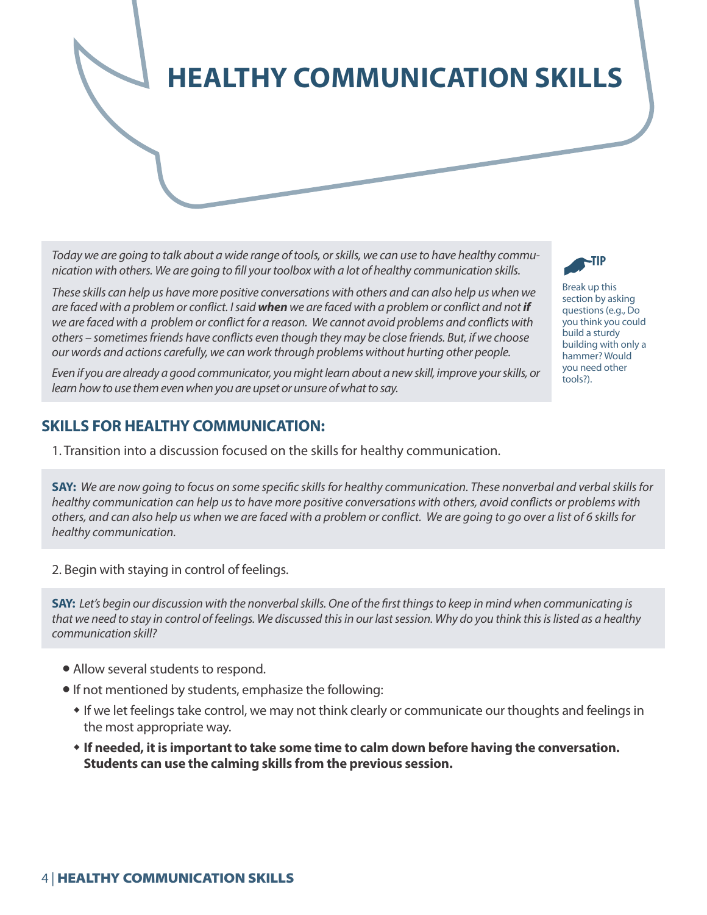# HEALTHY COMMUNICATION SKILLS

*Today we are going to talk about a wide range of tools, or skills, we can use to have healthy communication with others. We are going to fill your toolbox with a lot of healthy communication skills.*

*These skills can help us have more positive conversations with others and can also help us when we are faced with a problem or conflict. I said **when** we are faced with a problem or conflict and not **if** we are faced with a problem or conflict for a reason. We cannot avoid problems and conflicts with others – sometimes friends have conflicts even though they may be close friends. But, if we choose our words and actions carefully, we can work through problems without hurting other people.*

*Even if you are already a good communicator, you might learn about a new skill, improve your skills, or learn how to use them even when you are upset or unsure of what to say.*

**TIP**

Break up this section by asking questions (e.g., Do you think you could build a sturdy building with only a hammer? Would you need other tools?).

## SKILLS FOR HEALTHY COMMUNICATION:

1. Transition into a discussion focused on the skills for healthy communication.

**SAY:** *We are now going to focus on some specific skills for healthy communication. These nonverbal and verbal skills for healthy communication can help us to have more positive conversations with others, avoid conflicts or problems with others, and can also help us when we are faced with a problem or conflict. We are going to go over a list of 6 skills for healthy communication.*

2. Begin with staying in control of feelings.

**SAY:** *Let's begin our discussion with the nonverbal skills. One of the first things to keep in mind when communicating is that we need to stay in control of feelings. We discussed this in our last session. Why do you think this is listed as a healthy communication skill?*

- Allow several students to respond.
- If not mentioned by students, emphasize the following:
  - If we let feelings take control, we may not think clearly or communicate our thoughts and feelings in the most appropriate way.
  - **If needed, it is important to take some time to calm down before having the conversation. Students can use the calming skills from the previous session.**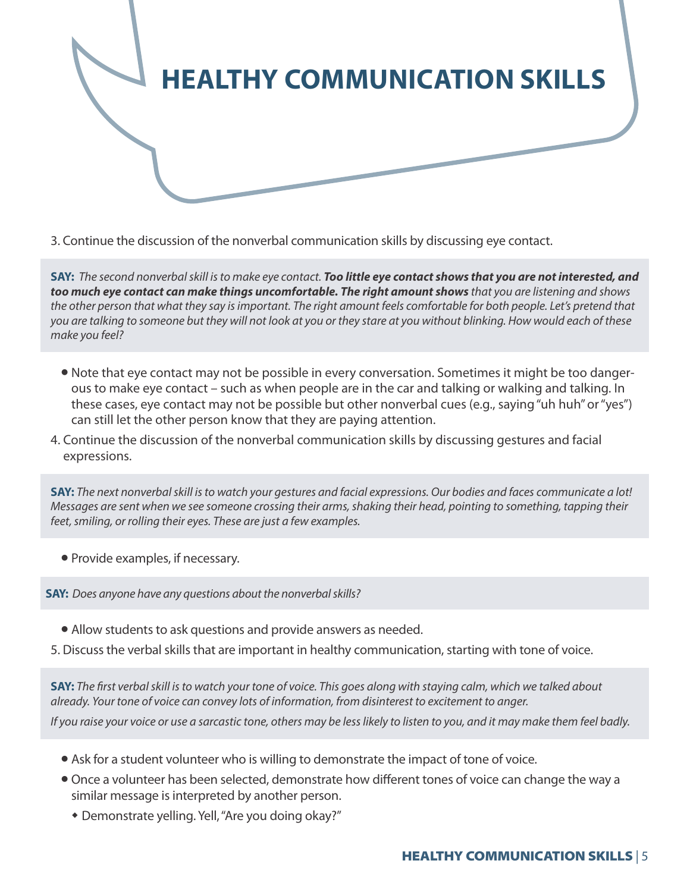# HEALTHY COMMUNICATION SKILLS

3. Continue the discussion of the nonverbal communication skills by discussing eye contact.

**SAY:** *The second nonverbal skill is to make eye contact.* ***Too little eye contact shows that you are not interested, and too much eye contact can make things uncomfortable. The right amount shows*** *that you are listening and shows the other person that what they say is important. The right amount feels comfortable for both people. Let's pretend that you are talking to someone but they will not look at you or they stare at you without blinking. How would each of these make you feel?*

- Note that eye contact may not be possible in every conversation. Sometimes it might be too dangerous to make eye contact – such as when people are in the car and talking or walking and talking. In these cases, eye contact may not be possible but other nonverbal cues (e.g., saying "uh huh" or "yes") can still let the other person know that they are paying attention.

4. Continue the discussion of the nonverbal communication skills by discussing gestures and facial expressions.

**SAY:** *The next nonverbal skill is to watch your gestures and facial expressions. Our bodies and faces communicate a lot! Messages are sent when we see someone crossing their arms, shaking their head, pointing to something, tapping their feet, smiling, or rolling their eyes. These are just a few examples.*

- Provide examples, if necessary.

**SAY:** *Does anyone have any questions about the nonverbal skills?*

- Allow students to ask questions and provide answers as needed.

5. Discuss the verbal skills that are important in healthy communication, starting with tone of voice.

**SAY:** *The first verbal skill is to watch your tone of voice. This goes along with staying calm, which we talked about already. Your tone of voice can convey lots of information, from disinterest to excitement to anger.*

*If you raise your voice or use a sarcastic tone, others may be less likely to listen to you, and it may make them feel badly.*

- Ask for a student volunteer who is willing to demonstrate the impact of tone of voice.
- Once a volunteer has been selected, demonstrate how different tones of voice can change the way a similar message is interpreted by another person.
  - Demonstrate yelling. Yell, "Are you doing okay?"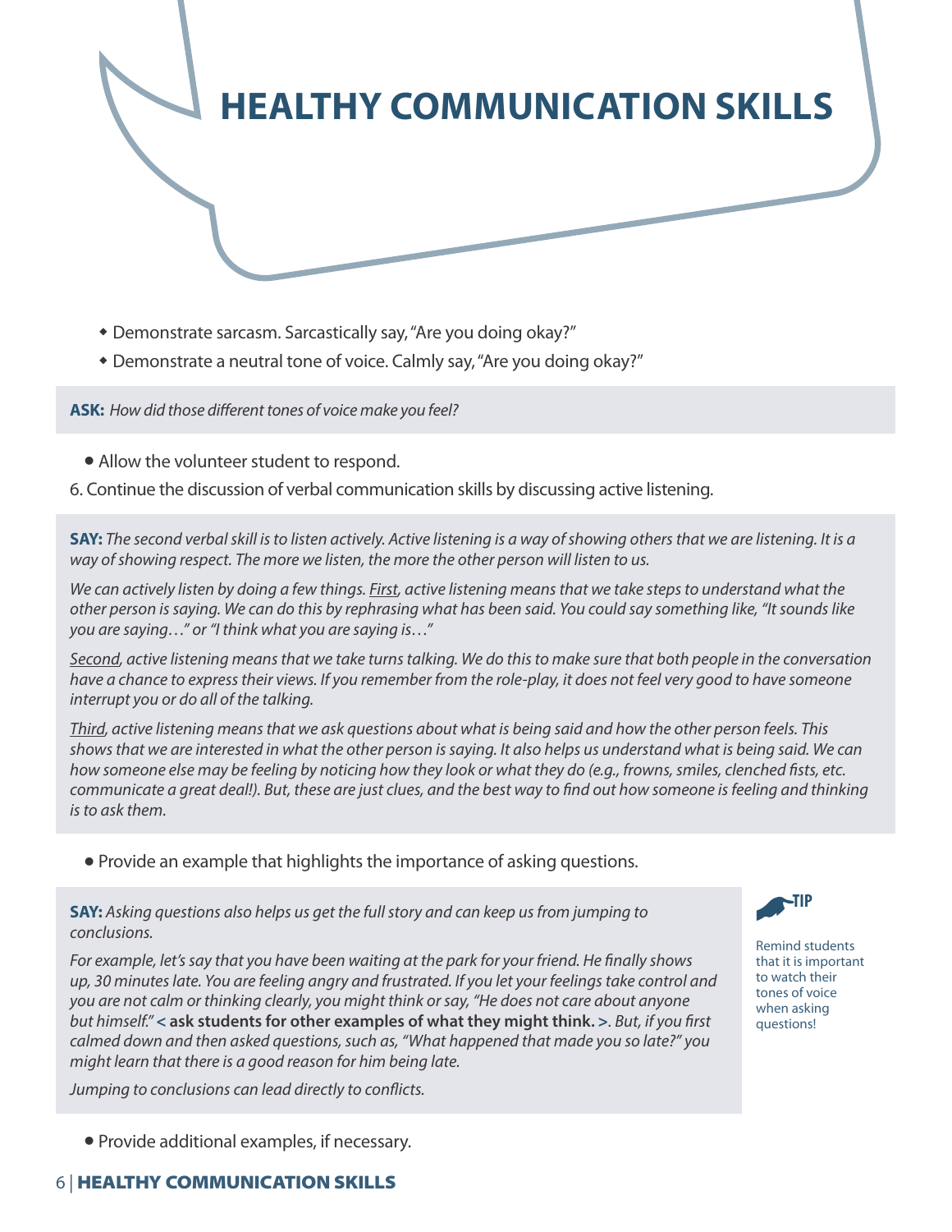# HEALTHY COMMUNICATION SKILLS

- Demonstrate sarcasm. Sarcastically say, "Are you doing okay?"
- Demonstrate a neutral tone of voice. Calmly say, "Are you doing okay?"

**ASK:** *How did those different tones of voice make you feel?*

- Allow the volunteer student to respond.

6. Continue the discussion of verbal communication skills by discussing active listening.

**SAY:** *The second verbal skill is to listen actively. Active listening is a way of showing others that we are listening. It is a way of showing respect. The more we listen, the more the other person will listen to us.*

*We can actively listen by doing a few things. First, active listening means that we take steps to understand what the other person is saying. We can do this by rephrasing what has been said. You could say something like, "It sounds like you are saying…" or "I think what you are saying is…"*

*Second, active listening means that we take turns talking. We do this to make sure that both people in the conversation have a chance to express their views. If you remember from the role-play, it does not feel very good to have someone interrupt you or do all of the talking.*

*Third, active listening means that we ask questions about what is being said and how the other person feels. This shows that we are interested in what the other person is saying. It also helps us understand what is being said. We can how someone else may be feeling by noticing how they look or what they do (e.g., frowns, smiles, clenched fists, etc. communicate a great deal!). But, these are just clues, and the best way to find out how someone is feeling and thinking is to ask them.*

- Provide an example that highlights the importance of asking questions.

**SAY:** *Asking questions also helps us get the full story and can keep us from jumping to conclusions.*

*For example, let's say that you have been waiting at the park for your friend. He finally shows up, 30 minutes late. You are feeling angry and frustrated. If you let your feelings take control and you are not calm or thinking clearly, you might think or say, "He does not care about anyone but himself."* **< ask students for other examples of what they might think. >**. *But, if you first calmed down and then asked questions, such as, "What happened that made you so late?" you might learn that there is a good reason for him being late.*

*Jumping to conclusions can lead directly to conflicts.*

**TIP**

Remind students that it is important to watch their tones of voice when asking questions!

- Provide additional examples, if necessary.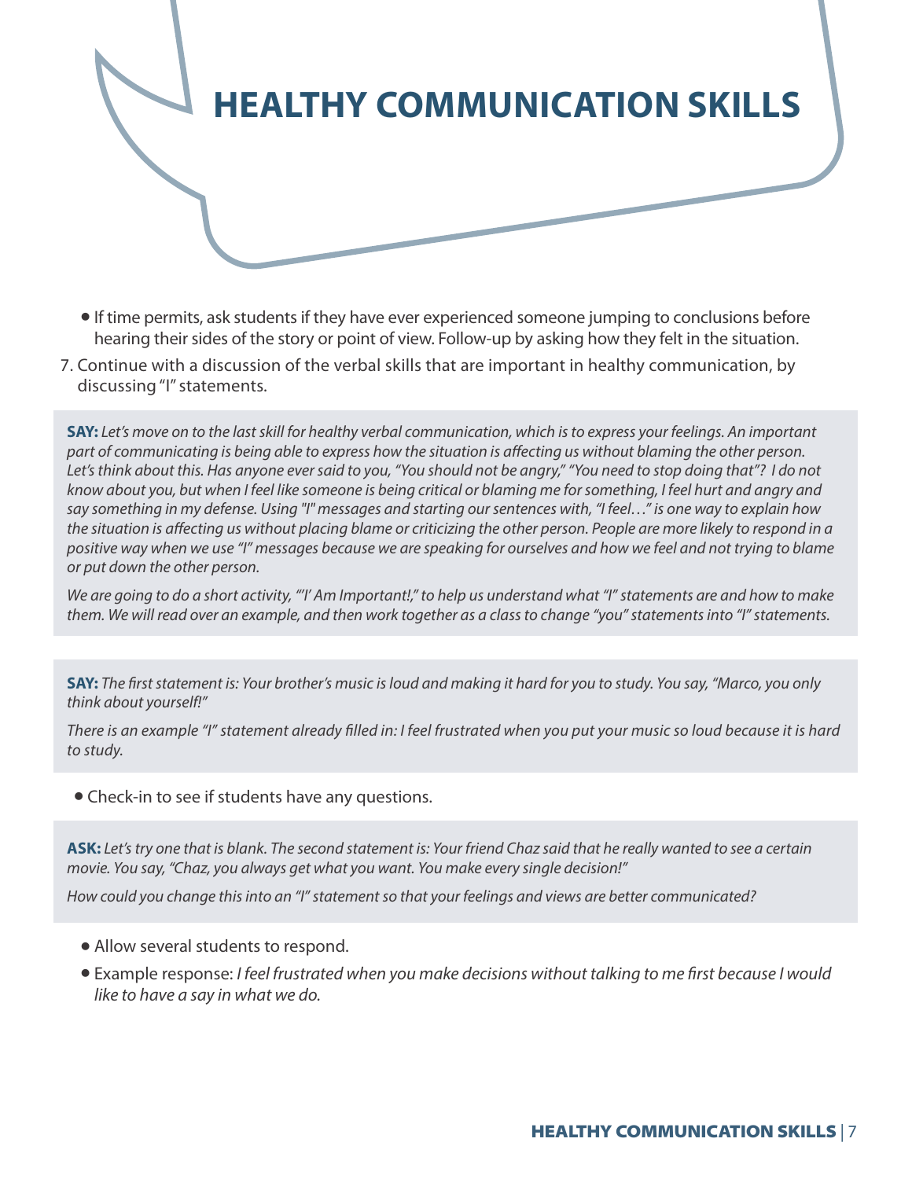# HEALTHY COMMUNICATION SKILLS

- If time permits, ask students if they have ever experienced someone jumping to conclusions before hearing their sides of the story or point of view. Follow-up by asking how they felt in the situation.

7. Continue with a discussion of the verbal skills that are important in healthy communication, by discussing "I" statements.

**SAY:** *Let's move on to the last skill for healthy verbal communication, which is to express your feelings. An important part of communicating is being able to express how the situation is affecting us without blaming the other person. Let's think about this. Has anyone ever said to you, "You should not be angry," "You need to stop doing that"? I do not know about you, but when I feel like someone is being critical or blaming me for something, I feel hurt and angry and say something in my defense. Using "I" messages and starting our sentences with, "I feel…" is one way to explain how the situation is affecting us without placing blame or criticizing the other person. People are more likely to respond in a positive way when we use "I" messages because we are speaking for ourselves and how we feel and not trying to blame or put down the other person.*

*We are going to do a short activity, "'I' Am Important!," to help us understand what "I" statements are and how to make them. We will read over an example, and then work together as a class to change "you" statements into "I" statements.*

**SAY:** *The first statement is: Your brother's music is loud and making it hard for you to study. You say, "Marco, you only think about yourself!"*

*There is an example "I" statement already filled in: I feel frustrated when you put your music so loud because it is hard to study.*

- Check-in to see if students have any questions.

**ASK:** *Let's try one that is blank. The second statement is: Your friend Chaz said that he really wanted to see a certain movie. You say, "Chaz, you always get what you want. You make every single decision!"*

*How could you change this into an "I" statement so that your feelings and views are better communicated?*

- Allow several students to respond.
- Example response: *I feel frustrated when you make decisions without talking to me first because I would like to have a say in what we do.*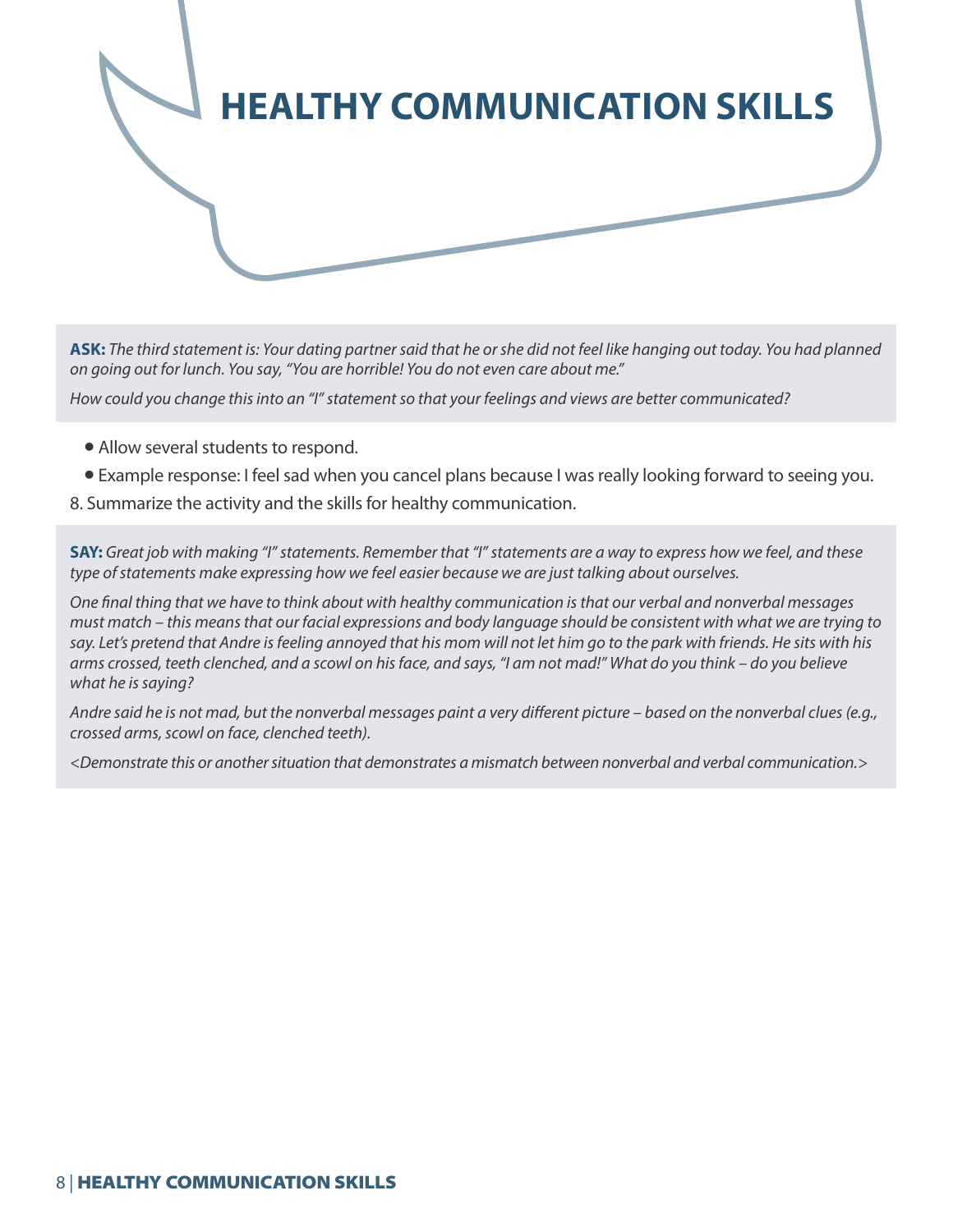# HEALTHY COMMUNICATION SKILLS

**ASK:** *The third statement is: Your dating partner said that he or she did not feel like hanging out today. You had planned on going out for lunch. You say, "You are horrible! You do not even care about me."*

*How could you change this into an "I" statement so that your feelings and views are better communicated?*

- Allow several students to respond.
- Example response: I feel sad when you cancel plans because I was really looking forward to seeing you.

8. Summarize the activity and the skills for healthy communication.

**SAY:** *Great job with making "I" statements. Remember that "I" statements are a way to express how we feel, and these type of statements make expressing how we feel easier because we are just talking about ourselves.*

*One final thing that we have to think about with healthy communication is that our verbal and nonverbal messages must match – this means that our facial expressions and body language should be consistent with what we are trying to say. Let's pretend that Andre is feeling annoyed that his mom will not let him go to the park with friends. He sits with his arms crossed, teeth clenched, and a scowl on his face, and says, "I am not mad!" What do you think – do you believe what he is saying?*

*Andre said he is not mad, but the nonverbal messages paint a very different picture – based on the nonverbal clues (e.g., crossed arms, scowl on face, clenched teeth).*

*<Demonstrate this or another situation that demonstrates a mismatch between nonverbal and verbal communication.>*